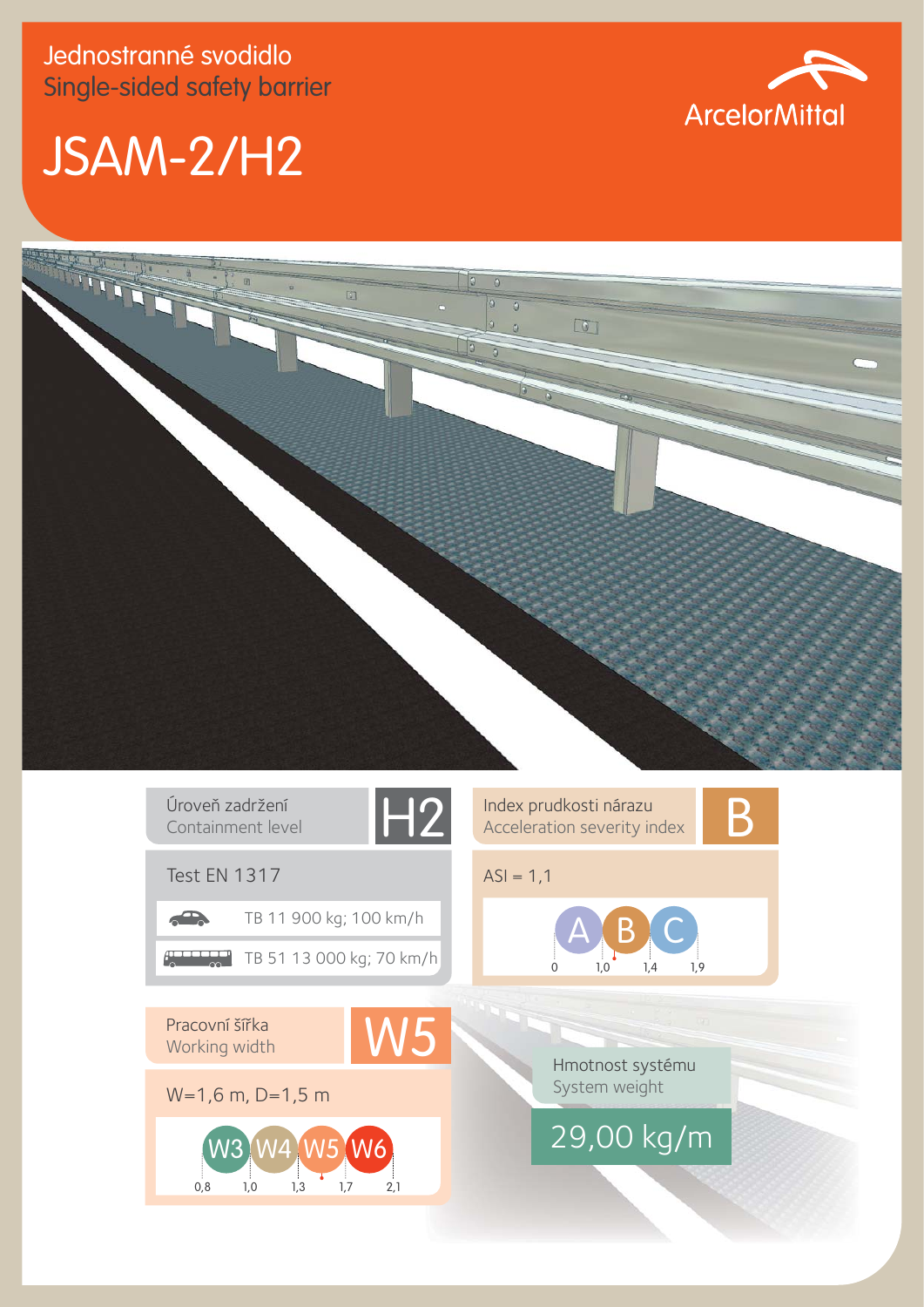Jednostranné svodidlo
Single-sided safety barrier

# JSAM-2/H2

ArcelorMittal

## Úroveň zadržení / Containment level: H2

Test EN 1317

- TB 11 900 kg; 100 km/h
- TB 51 13 000 kg; 70 km/h

## Index prudkosti nárazu / Acceleration severity index: B

ASI = 1,1

A | B | C — 0 | 1,0 | 1,4 | 1,9

## Pracovní šířka / Working width: W5

W=1,6 m, D=1,5 m

W3 | W4 | W5 | W6 — 0,8 | 1,0 | 1,3 | 1,7 | 2,1

## Hmotnost systému / System weight

29,00 kg/m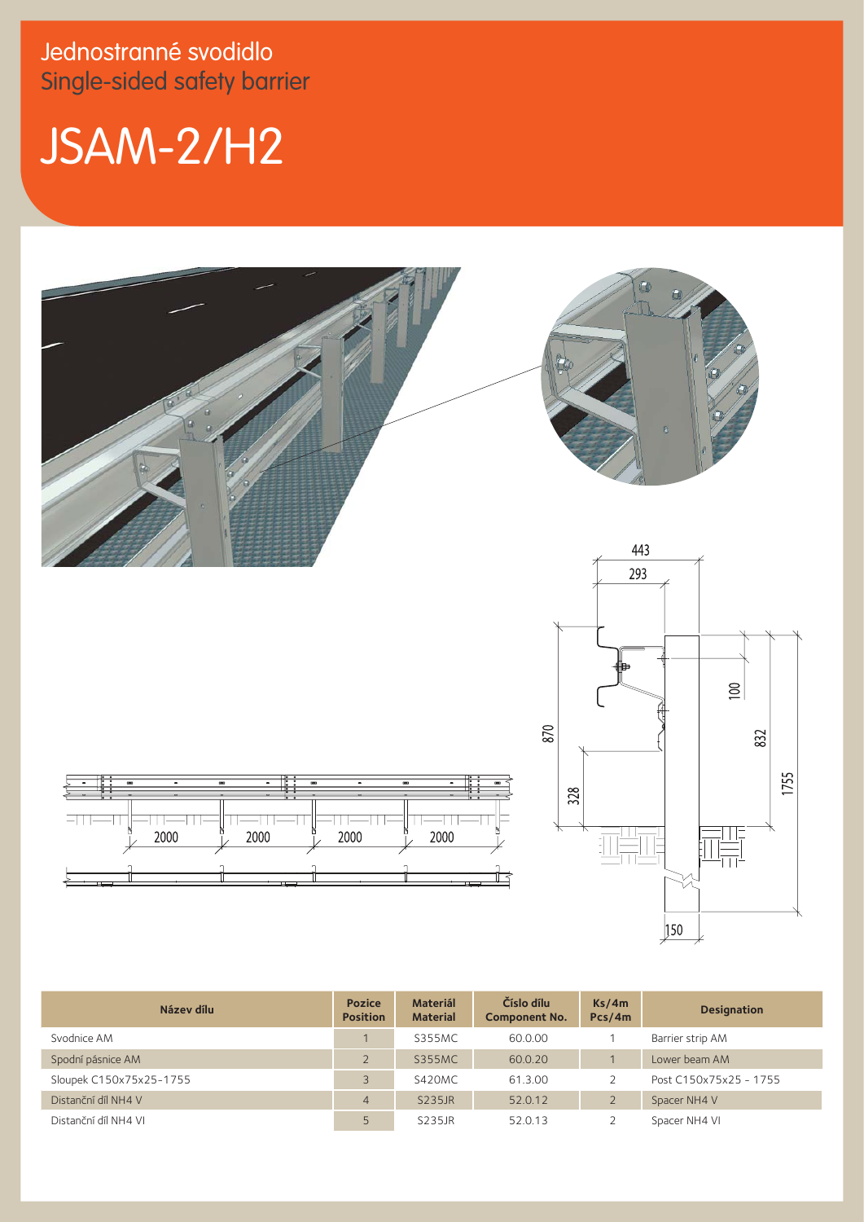Jednostranné svodidlo

Single-sided safety barrier

# JSAM-2/H2

| Název dílu | Pozice<br>Position | Materiál<br>Material | Číslo dílu<br>Component No. | Ks/4m<br>Pcs/4m | Designation |
|---|---|---|---|---|---|
| Svodnice AM | 1 | S355MC | 60.0.00 | 1 | Barrier strip AM |
| Spodní pásnice AM | 2 | S355MC | 60.0.20 | 1 | Lower beam AM |
| Sloupek C150x75x25-1755 | 3 | S420MC | 61.3.00 | 2 | Post C150x75x25 - 1755 |
| Distanční díl NH4 V | 4 | S235JR | 52.0.12 | 2 | Spacer NH4 V |
| Distanční díl NH4 VI | 5 | S235JR | 52.0.13 | 2 | Spacer NH4 VI |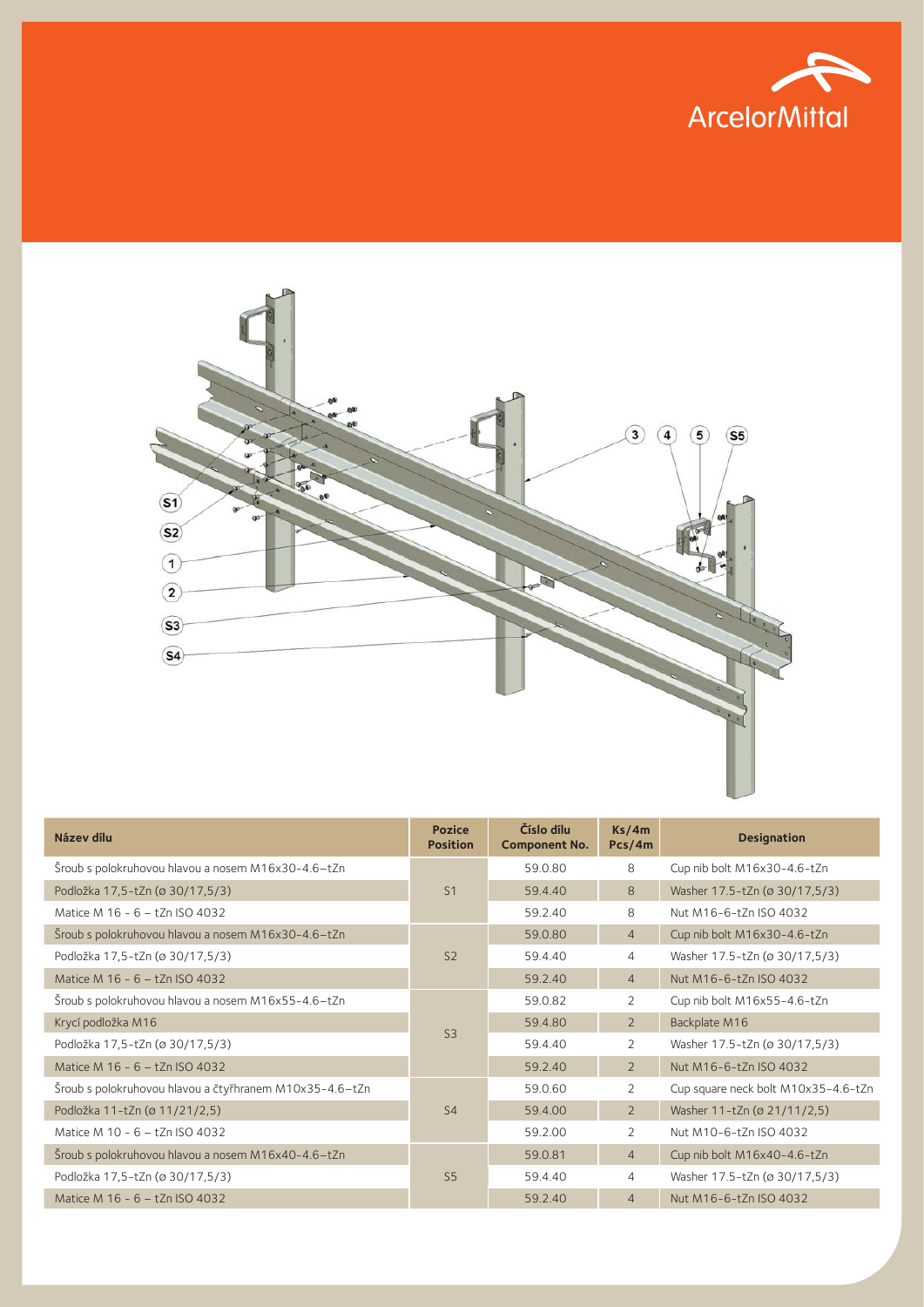| Název dílu | Pozice Position | Číslo dílu Component No. | Ks/4m Pcs/4m | Designation |
|---|---|---|---|---|
| Šroub s polokruhovou hlavou a nosem M16x30-4.6–tZn | S1 | 59.0.80 | 8 | Cup nib bolt M16x30-4.6-tZn |
| Podložka 17,5-tZn (ø 30/17,5/3) | | 59.4.40 | 8 | Washer 17.5-tZn (ø 30/17,5/3) |
| Matice M 16 - 6 – tZn ISO 4032 | | 59.2.40 | 8 | Nut M16-6-tZn ISO 4032 |
| Šroub s polokruhovou hlavou a nosem M16x30-4.6–tZn | S2 | 59.0.80 | 4 | Cup nib bolt M16x30-4.6-tZn |
| Podložka 17,5-tZn (ø 30/17,5/3) | | 59.4.40 | 4 | Washer 17.5-tZn (ø 30/17,5/3) |
| Matice M 16 - 6 – tZn ISO 4032 | | 59.2.40 | 4 | Nut M16-6-tZn ISO 4032 |
| Šroub s polokruhovou hlavou a nosem M16x55-4.6–tZn | S3 | 59.0.82 | 2 | Cup nib bolt M16x55-4.6-tZn |
| Krycí podložka M16 | | 59.4.80 | 2 | Backplate M16 |
| Podložka 17,5-tZn (ø 30/17,5/3) | | 59.4.40 | 2 | Washer 17.5-tZn (ø 30/17,5/3) |
| Matice M 16 - 6 – tZn ISO 4032 | | 59.2.40 | 2 | Nut M16-6-tZn ISO 4032 |
| Šroub s polokruhovou hlavou a čtyřhranem M10x35-4.6–tZn | S4 | 59.0.60 | 2 | Cup square neck bolt M10x35-4.6-tZn |
| Podložka 11-tZn (ø 11/21/2,5) | | 59.4.00 | 2 | Washer 11-tZn (ø 21/11/2,5) |
| Matice M 10 - 6 – tZn ISO 4032 | | 59.2.00 | 2 | Nut M10-6-tZn ISO 4032 |
| Šroub s polokruhovou hlavou a nosem M16x40-4.6–tZn | S5 | 59.0.81 | 4 | Cup nib bolt M16x40-4.6-tZn |
| Podložka 17,5-tZn (ø 30/17,5/3) | | 59.4.40 | 4 | Washer 17.5-tZn (ø 30/17,5/3) |
| Matice M 16 - 6 – tZn ISO 4032 | | 59.2.40 | 4 | Nut M16-6-tZn ISO 4032 |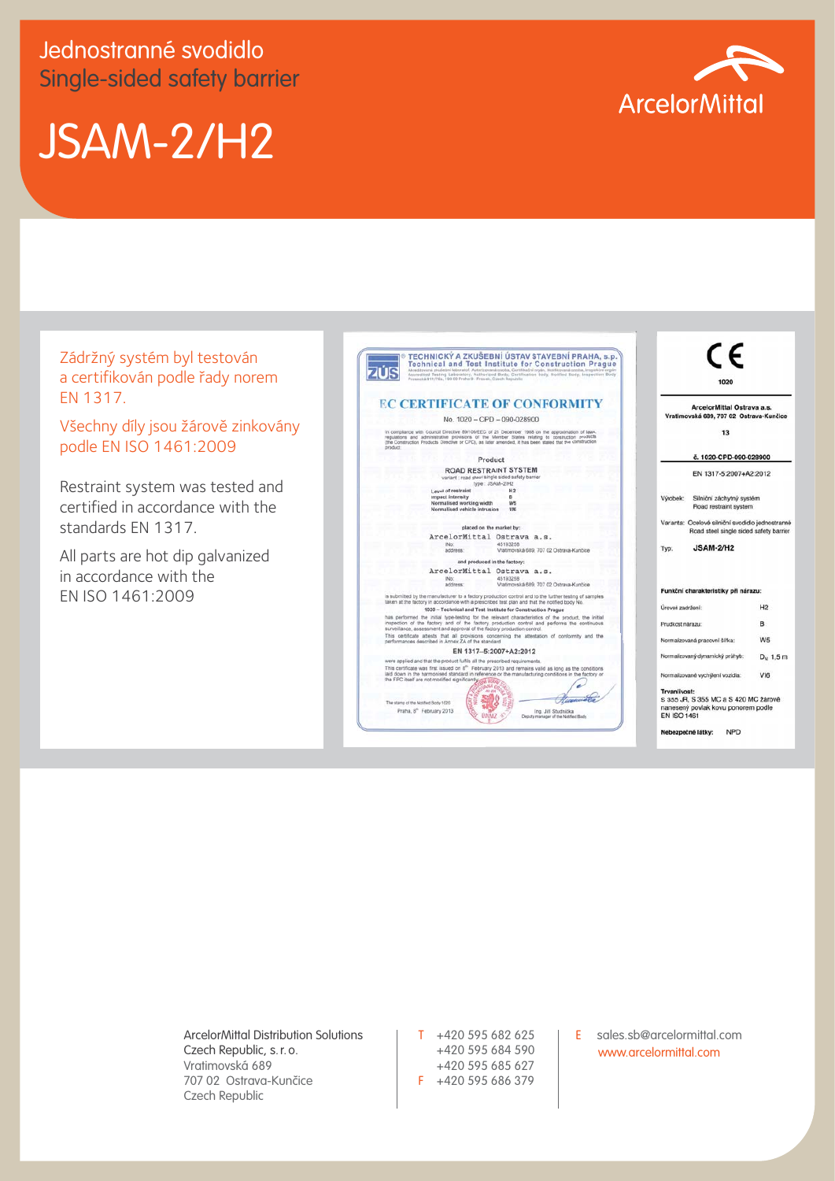# Jednostranné svodidlo
# Single-sided safety barrier

# JSAM-2/H2

ArcelorMittal

Zádržný systém byl testován a certifikován podle řady norem EN 1317.

Všechny díly jsou žárově zinkovány podle EN ISO 1461:2009

Restraint system was tested and certified in accordance with the standards EN 1317.

All parts are hot dip galvanized in accordance with the EN ISO 1461:2009

TECHNICKÝ A ZKUŠEBNÍ ÚSTAV STAVEBNÍ PRAHA, s.p.
Technical and Test Institute for Construction Prague

## EC CERTIFICATE OF CONFORMITY

No. 1020 – CPD – 090-028900

In compliance with Council Directive 89/106/EEC of 21 December 1988 on the approximation of laws, regulations and administrative provisions of the Member States relating to construction products (the Construction Products Directive or CPD), as later amended, it has been stated that the construction product:

Product

ROAD RESTRAINT SYSTEM

variant : road steel single sided safety barrier
type : JSAM-2/H2

| | |
|---|---|
| Level of restraint | H2 |
| Impact intensity | B |
| Normalised working width | W5 |
| Normalised vehicle intrusion | VI6 |

placed on the market by:

ArcelorMittal Ostrava a.s.
INo: 45193258
address: Vratimovská 689, 707 02 Ostrava-Kunčice

and produced in the factory:

ArcelorMittal Ostrava a.s.
INo: 45193258
address: Vratimovská 689, 707 02 Ostrava-Kunčice

is submitted by the manufacturer to a factory production control and to the further testing of samples taken at the factory in accordance with a prescribed test plan and that the notified body No.

1020 – Technical and Test Institute for Construction Prague

has performed the initial type-testing for the relevant characteristics of the product, the initial inspection of the factory and of the factory production control and performs the continuous surveillance, assessment and approval of the factory production control.

This certificate attests that all provisions concerning the attestation of conformity and the performances described in Annex ZA of the standard

EN 1317–5:2007+A2:2012

were applied and that the product fulfils all the prescribed requirements.

This certificate was first issued on 8th February 2013 and remains valid as long as the conditions laid down in the harmonised standard in reference or the manufacturing conditions in the factory or the FPC itself are not modified significantly.

The stamp of the Notified Body 1020
Praha, 8th February 2013

Ing. Jiří Studnička
Deputy manager of the Notified Body

CE

1020

ArcelorMittal Ostrava a.s.
Vratimovská 689, 707 02 Ostrava-Kunčice

13

č. 1020-CPD-090-028900

EN 1317-5:2007+A2:2012

Výrobek: Silniční záchytný systém
Road restraint system

Varianta: Ocelové silniční svodidlo jednostranné
Road steel single sided safety barrier

Typ: JSAM-2/H2

Funkční charakteristiky při nárazu:

| | |
|---|---|
| Úroveň zadržení: | H2 |
| Prudkost nárazu: | B |
| Normalizovaná pracovní šířka: | W5 |
| Normalizovaný dynamický průhyb: | $D_N$ 1,5 m |
| Normalizované vychýlení vozidla: | VI6 |

Trvanlivost:
S 355 JR, S 355 MC a S 420 MC žárově nanesený povlak kovu ponorem podle EN ISO 1461

Nebezpečné látky: NPD

ArcelorMittal Distribution Solutions
Czech Republic, s. r. o.
Vratimovská 689
707 02 Ostrava-Kunčice
Czech Republic

T +420 595 682 625
+420 595 684 590
+420 595 685 627
F +420 595 686 379

E sales.sb@arcelormittal.com
www.arcelormittal.com